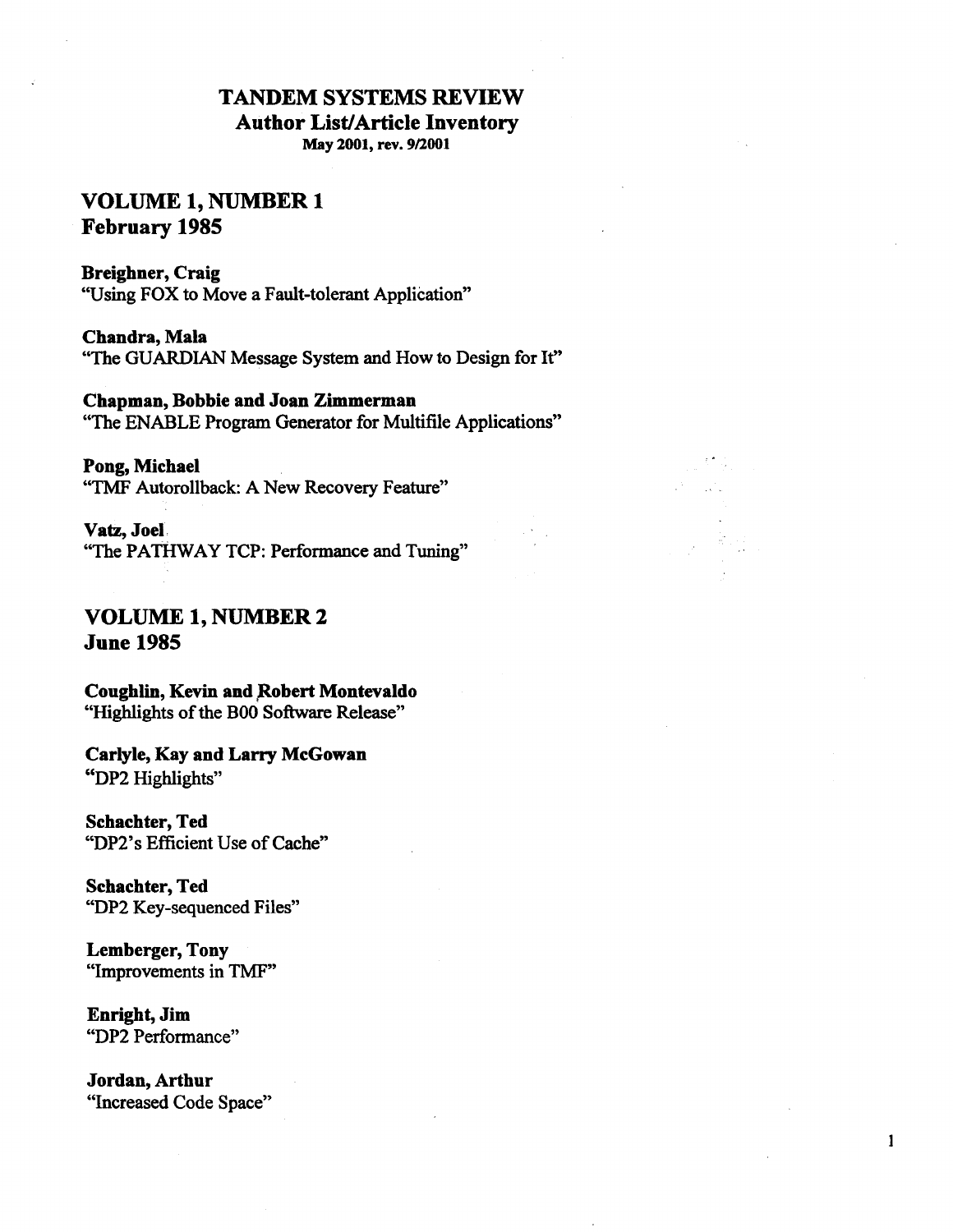# TANDEM SYSTEMS REVIEW

## Author List/Article Inventory

May 2001, rev. 9/2001

## VOLUME 1, NUMBER 1
## February 1985

**Breighner, Craig**
"Using FOX to Move a Fault-tolerant Application"

**Chandra, Mala**
"The GUARDIAN Message System and How to Design for It"

**Chapman, Bobbie and Joan Zimmerman**
"The ENABLE Program Generator for Multifile Applications"

**Pong, Michael**
"TMF Autorollback: A New Recovery Feature"

**Vatz, Joel**
"The PATHWAY TCP: Performance and Tuning"

## VOLUME 1, NUMBER 2
## June 1985

**Coughlin, Kevin and Robert Montevaldo**
"Highlights of the B00 Software Release"

**Carlyle, Kay and Larry McGowan**
"DP2 Highlights"

**Schachter, Ted**
"DP2's Efficient Use of Cache"

**Schachter, Ted**
"DP2 Key-sequenced Files"

**Lemberger, Tony**
"Improvements in TMF"

**Enright, Jim**
"DP2 Performance"

**Jordan, Arthur**
"Increased Code Space"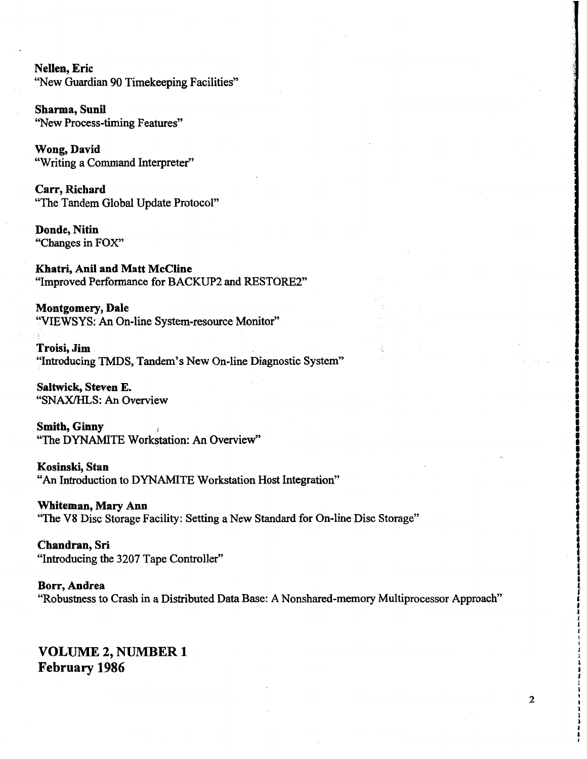**Nellen, Eric**
"New Guardian 90 Timekeeping Facilities"

**Sharma, Sunil**
"New Process-timing Features"

**Wong, David**
"Writing a Command Interpreter"

**Carr, Richard**
"The Tandem Global Update Protocol"

**Donde, Nitin**
"Changes in FOX"

**Khatri, Anil and Matt McCline**
"Improved Performance for BACKUP2 and RESTORE2"

**Montgomery, Dale**
"VIEWSYS: An On-line System-resource Monitor"

**Troisi, Jim**
"Introducing TMDS, Tandem's New On-line Diagnostic System"

**Saltwick, Steven E.**
"SNAX/HLS: An Overview

**Smith, Ginny**
"The DYNAMITE Workstation: An Overview"

**Kosinski, Stan**
"An Introduction to DYNAMITE Workstation Host Integration"

**Whiteman, Mary Ann**
"The V8 Disc Storage Facility: Setting a New Standard for On-line Disc Storage"

**Chandran, Sri**
"Introducing the 3207 Tape Controller"

**Borr, Andrea**
"Robustness to Crash in a Distributed Data Base: A Nonshared-memory Multiprocessor Approach"

## VOLUME 2, NUMBER 1
## February 1986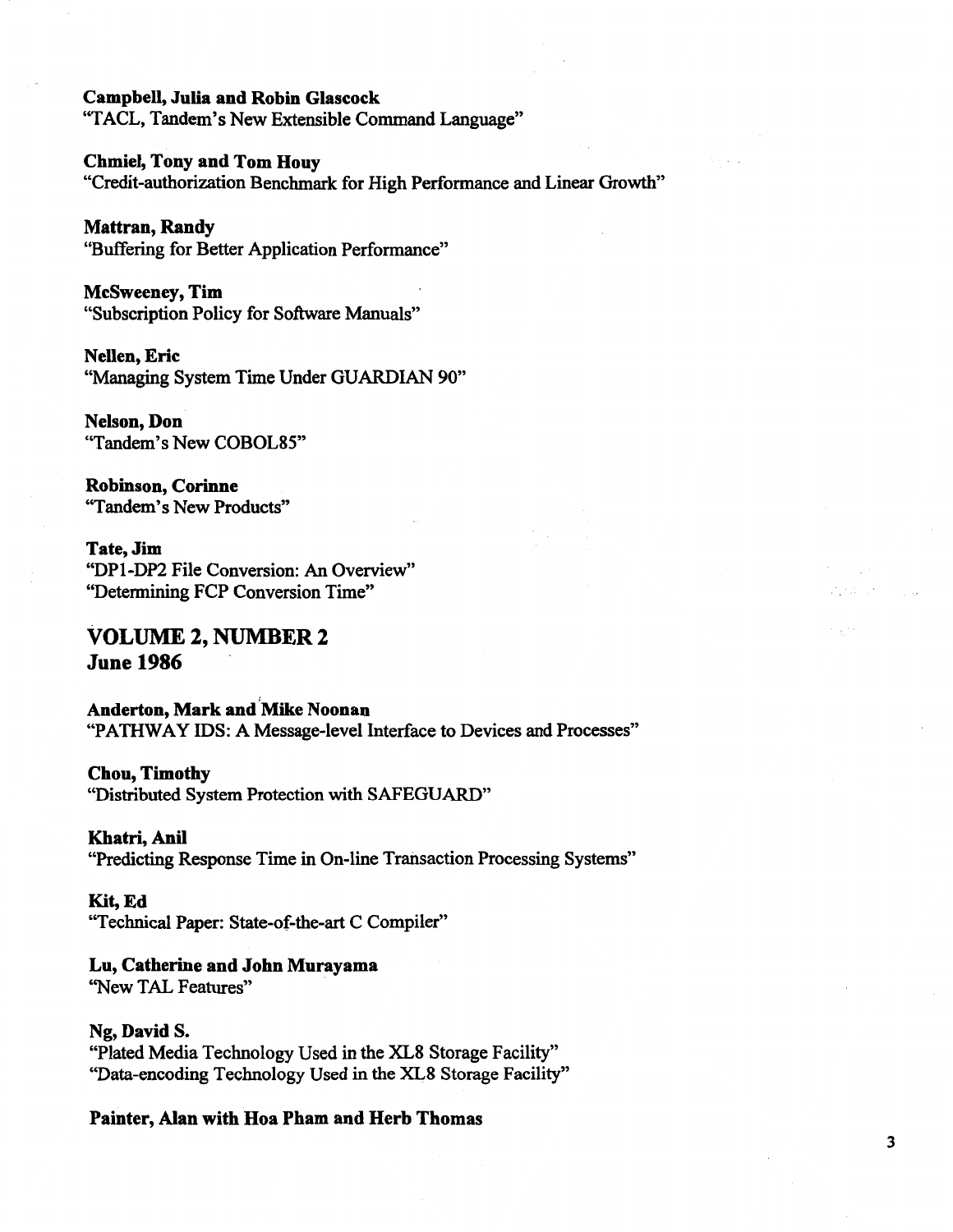**Campbell, Julia and Robin Glascock**
"TACL, Tandem's New Extensible Command Language"

**Chmiel, Tony and Tom Houy**
"Credit-authorization Benchmark for High Performance and Linear Growth"

**Mattran, Randy**
"Buffering for Better Application Performance"

**McSweeney, Tim**
"Subscription Policy for Software Manuals"

**Nellen, Eric**
"Managing System Time Under GUARDIAN 90"

**Nelson, Don**
"Tandem's New COBOL85"

**Robinson, Corinne**
"Tandem's New Products"

**Tate, Jim**
"DP1-DP2 File Conversion: An Overview"
"Determining FCP Conversion Time"

## VOLUME 2, NUMBER 2
## June 1986

**Anderton, Mark and Mike Noonan**
"PATHWAY IDS: A Message-level Interface to Devices and Processes"

**Chou, Timothy**
"Distributed System Protection with SAFEGUARD"

**Khatri, Anil**
"Predicting Response Time in On-line Transaction Processing Systems"

**Kit, Ed**
"Technical Paper: State-of-the-art C Compiler"

**Lu, Catherine and John Murayama**
"New TAL Features"

**Ng, David S.**
"Plated Media Technology Used in the XL8 Storage Facility"
"Data-encoding Technology Used in the XL8 Storage Facility"

**Painter, Alan with Hoa Pham and Herb Thomas**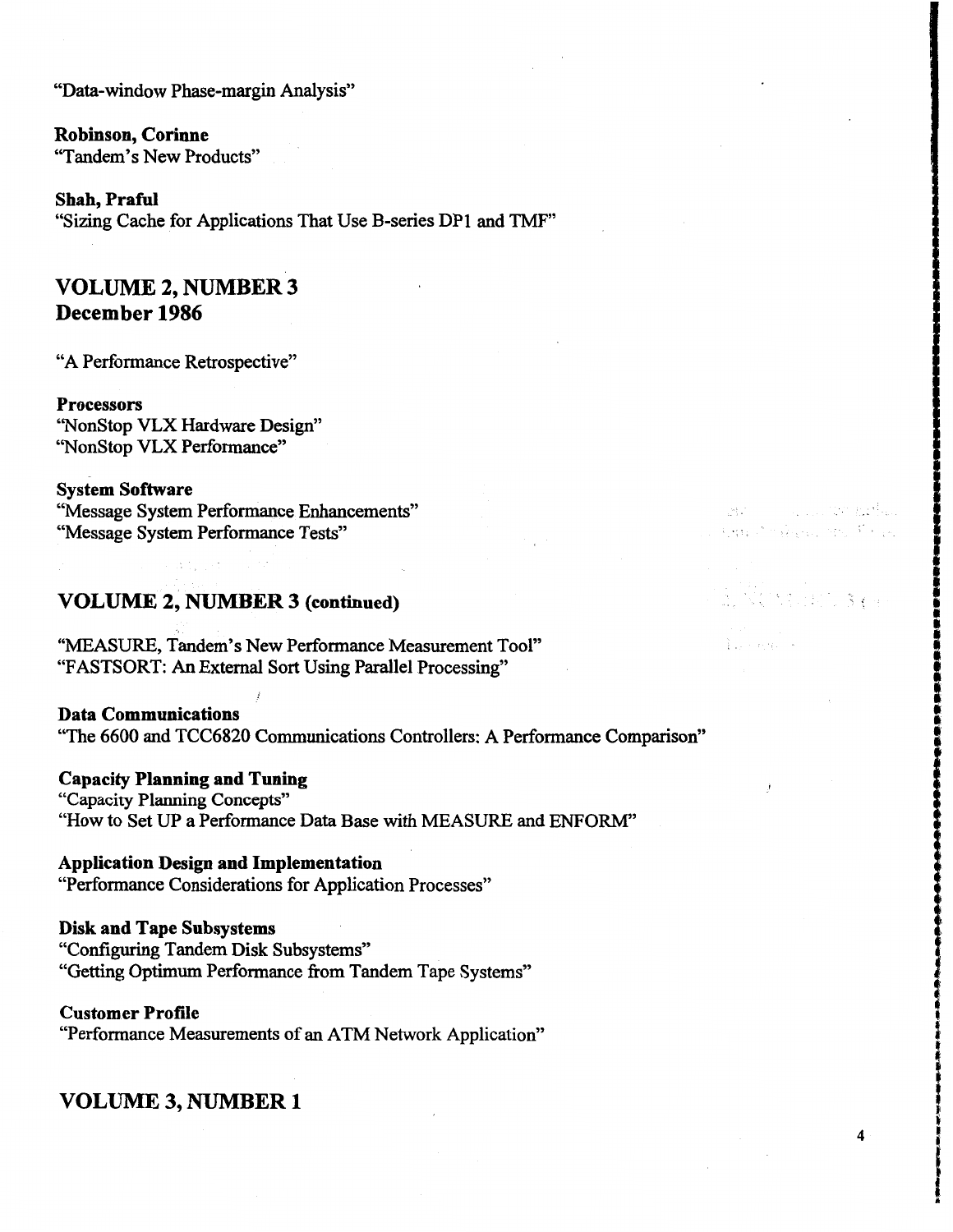"Data-window Phase-margin Analysis"

**Robinson, Corinne**
"Tandem's New Products"

**Shah, Praful**
"Sizing Cache for Applications That Use B-series DP1 and TMF"

## VOLUME 2, NUMBER 3
## December 1986

"A Performance Retrospective"

**Processors**
"NonStop VLX Hardware Design"
"NonStop VLX Performance"

**System Software**
"Message System Performance Enhancements"
"Message System Performance Tests"

## VOLUME 2, NUMBER 3 (continued)

"MEASURE, Tandem's New Performance Measurement Tool"
"FASTSORT: An External Sort Using Parallel Processing"

**Data Communications**
"The 6600 and TCC6820 Communications Controllers: A Performance Comparison"

**Capacity Planning and Tuning**
"Capacity Planning Concepts"
"How to Set UP a Performance Data Base with MEASURE and ENFORM"

**Application Design and Implementation**
"Performance Considerations for Application Processes"

**Disk and Tape Subsystems**
"Configuring Tandem Disk Subsystems"
"Getting Optimum Performance from Tandem Tape Systems"

**Customer Profile**
"Performance Measurements of an ATM Network Application"

## VOLUME 3, NUMBER 1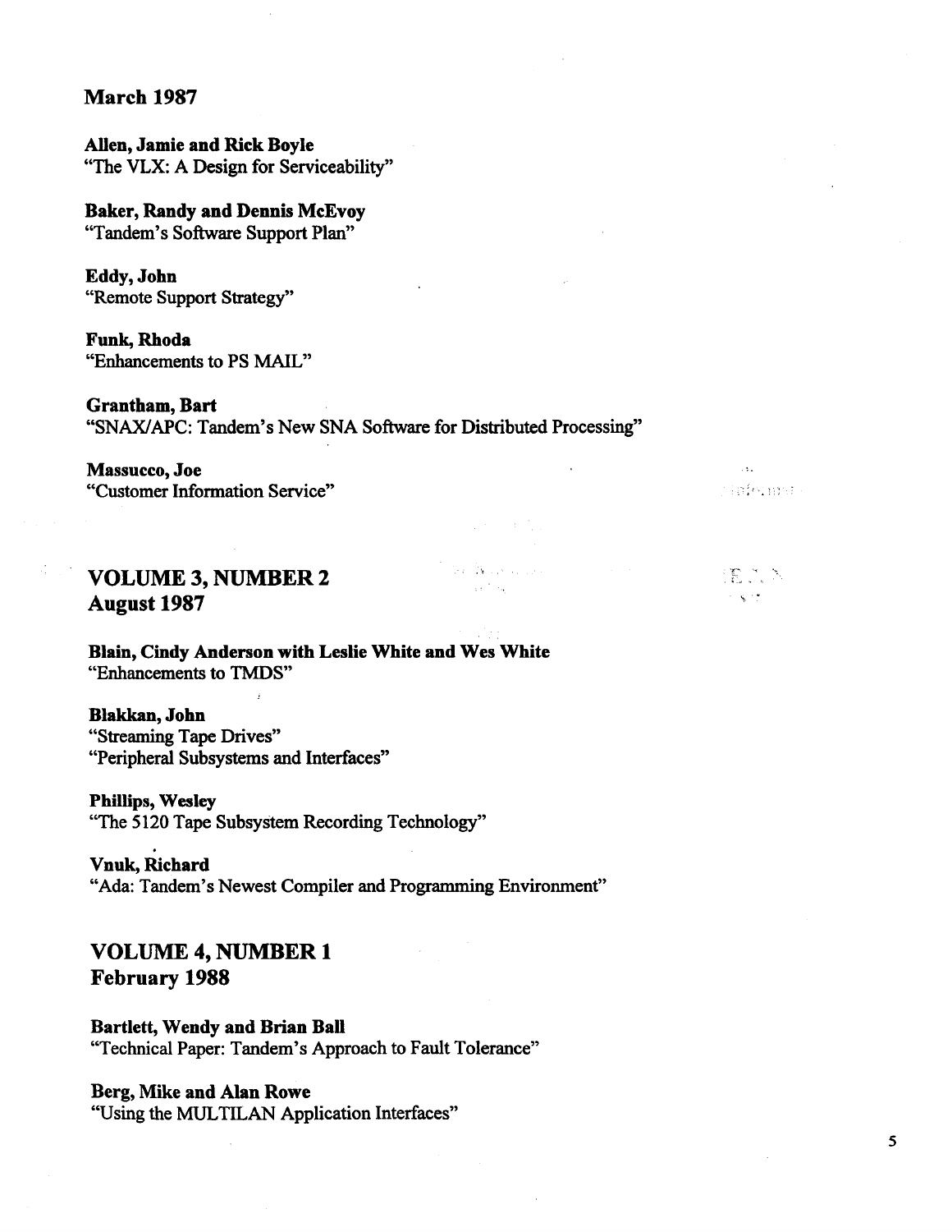## March 1987

**Allen, Jamie and Rick Boyle**
"The VLX: A Design for Serviceability"

**Baker, Randy and Dennis McEvoy**
"Tandem's Software Support Plan"

**Eddy, John**
"Remote Support Strategy"

**Funk, Rhoda**
"Enhancements to PS MAIL"

**Grantham, Bart**
"SNAX/APC: Tandem's New SNA Software for Distributed Processing"

**Massucco, Joe**
"Customer Information Service"

## VOLUME 3, NUMBER 2
## August 1987

**Blain, Cindy Anderson with Leslie White and Wes White**
"Enhancements to TMDS"

**Blakkan, John**
"Streaming Tape Drives"
"Peripheral Subsystems and Interfaces"

**Phillips, Wesley**
"The 5120 Tape Subsystem Recording Technology"

**Vnuk, Richard**
"Ada: Tandem's Newest Compiler and Programming Environment"

## VOLUME 4, NUMBER 1
## February 1988

**Bartlett, Wendy and Brian Ball**
"Technical Paper: Tandem's Approach to Fault Tolerance"

**Berg, Mike and Alan Rowe**
"Using the MULTILAN Application Interfaces"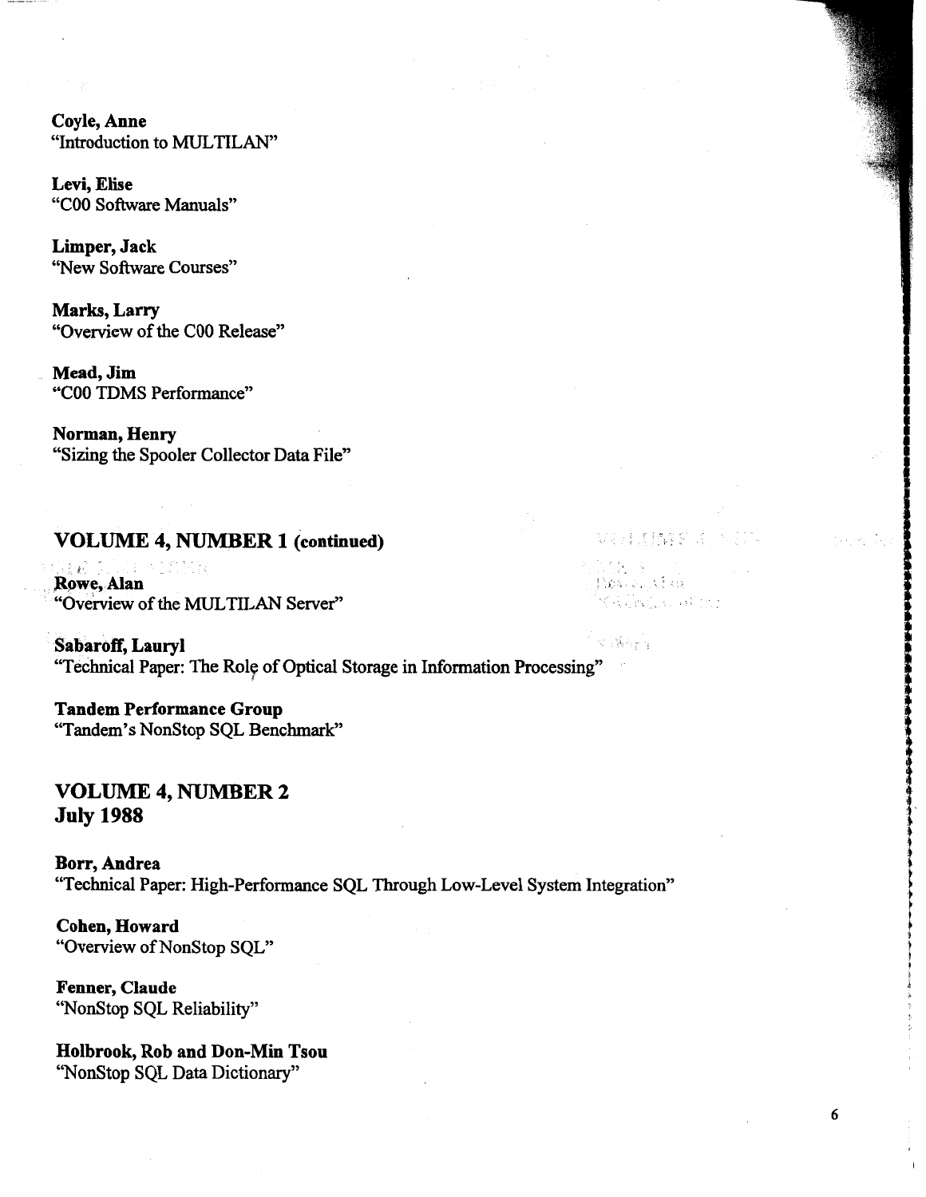**Coyle, Anne**
"Introduction to MULTILAN"

**Levi, Elise**
"C00 Software Manuals"

**Limper, Jack**
"New Software Courses"

**Marks, Larry**
"Overview of the C00 Release"

**Mead, Jim**
"C00 TDMS Performance"

**Norman, Henry**
"Sizing the Spooler Collector Data File"

## VOLUME 4, NUMBER 1 (continued)

**Rowe, Alan**
"Overview of the MULTILAN Server"

**Sabaroff, Lauryl**
"Technical Paper: The Role of Optical Storage in Information Processing"

**Tandem Performance Group**
"Tandem's NonStop SQL Benchmark"

## VOLUME 4, NUMBER 2
## July 1988

**Borr, Andrea**
"Technical Paper: High-Performance SQL Through Low-Level System Integration"

**Cohen, Howard**
"Overview of NonStop SQL"

**Fenner, Claude**
"NonStop SQL Reliability"

**Holbrook, Rob and Don-Min Tsou**
"NonStop SQL Data Dictionary"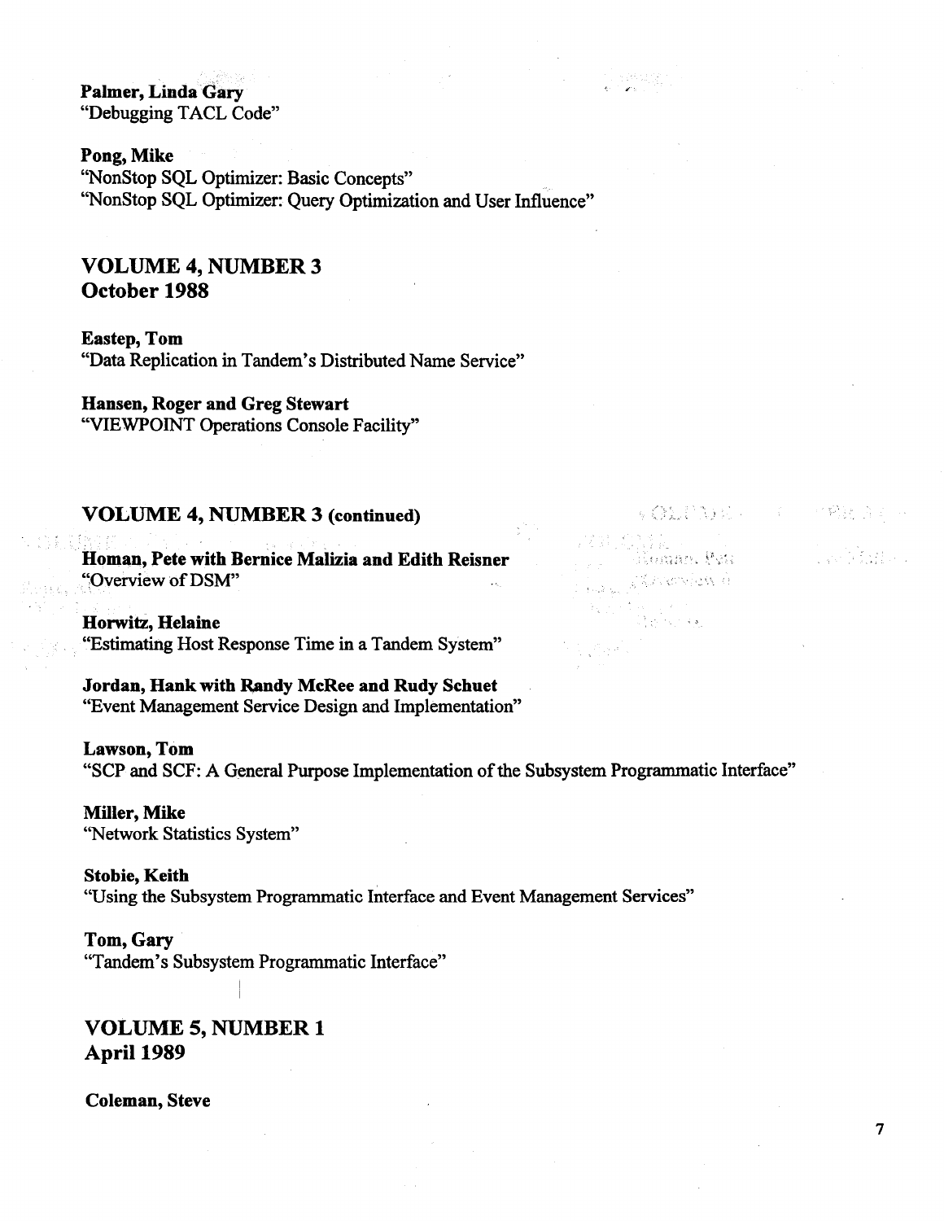**Palmer, Linda Gary**
"Debugging TACL Code"

**Pong, Mike**
"NonStop SQL Optimizer: Basic Concepts"
"NonStop SQL Optimizer: Query Optimization and User Influence"

## VOLUME 4, NUMBER 3
## October 1988

**Eastep, Tom**
"Data Replication in Tandem's Distributed Name Service"

**Hansen, Roger and Greg Stewart**
"VIEWPOINT Operations Console Facility"

## VOLUME 4, NUMBER 3 (continued)

**Homan, Pete with Bernice Malizia and Edith Reisner**
"Overview of DSM"

**Horwitz, Helaine**
"Estimating Host Response Time in a Tandem System"

**Jordan, Hank with Randy McRee and Rudy Schuet**
"Event Management Service Design and Implementation"

**Lawson, Tom**
"SCP and SCF: A General Purpose Implementation of the Subsystem Programmatic Interface"

**Miller, Mike**
"Network Statistics System"

**Stobie, Keith**
"Using the Subsystem Programmatic Interface and Event Management Services"

**Tom, Gary**
"Tandem's Subsystem Programmatic Interface"

## VOLUME 5, NUMBER 1
## April 1989

**Coleman, Steve**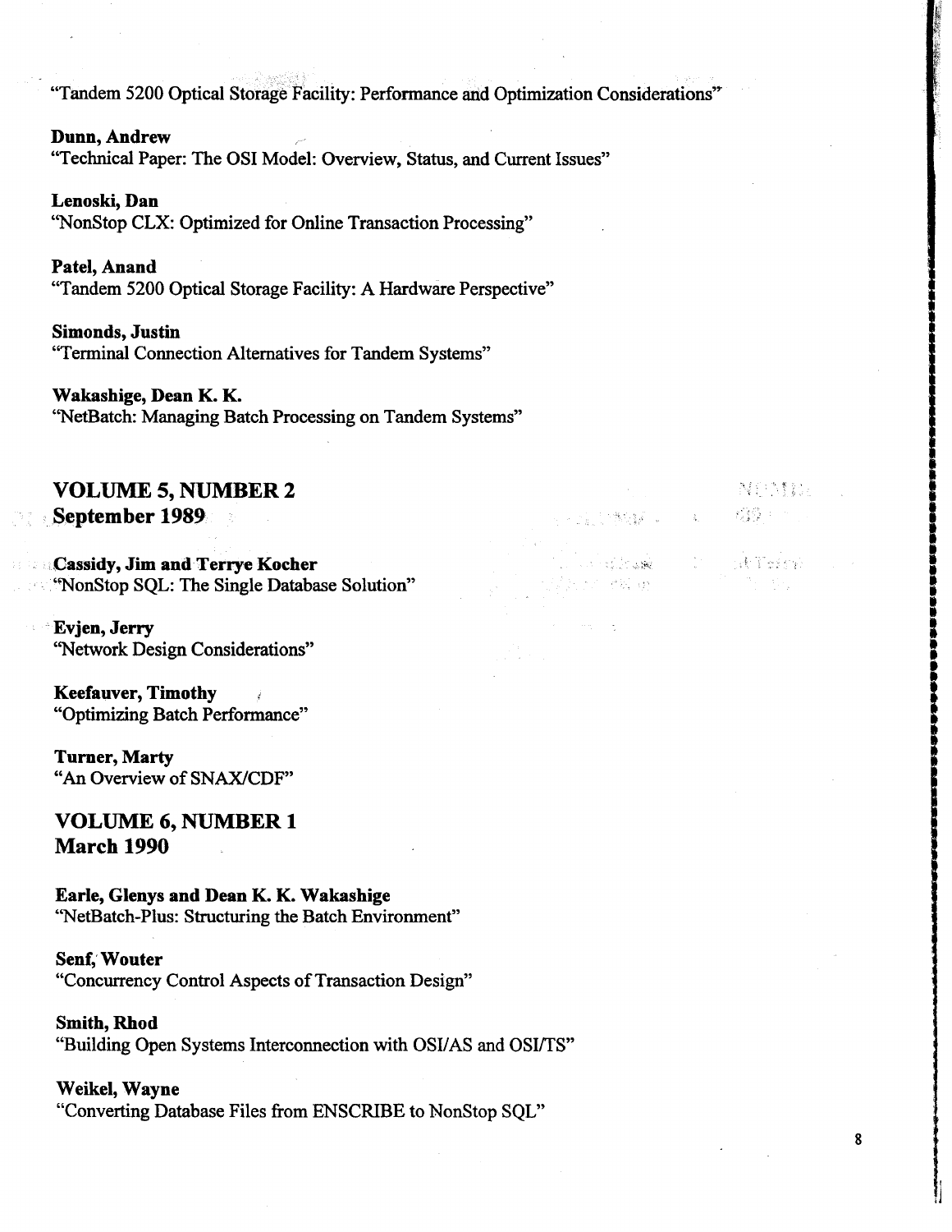"Tandem 5200 Optical Storage Facility: Performance and Optimization Considerations"

**Dunn, Andrew**
"Technical Paper: The OSI Model: Overview, Status, and Current Issues"

**Lenoski, Dan**
"NonStop CLX: Optimized for Online Transaction Processing"

**Patel, Anand**
"Tandem 5200 Optical Storage Facility: A Hardware Perspective"

**Simonds, Justin**
"Terminal Connection Alternatives for Tandem Systems"

**Wakashige, Dean K. K.**
"NetBatch: Managing Batch Processing on Tandem Systems"

## VOLUME 5, NUMBER 2
## September 1989

**Cassidy, Jim and Terrye Kocher**
"NonStop SQL: The Single Database Solution"

**Evjen, Jerry**
"Network Design Considerations"

**Keefauver, Timothy**
"Optimizing Batch Performance"

**Turner, Marty**
"An Overview of SNAX/CDF"

## VOLUME 6, NUMBER 1
## March 1990

**Earle, Glenys and Dean K. K. Wakashige**
"NetBatch-Plus: Structuring the Batch Environment"

**Senf, Wouter**
"Concurrency Control Aspects of Transaction Design"

**Smith, Rhod**
"Building Open Systems Interconnection with OSI/AS and OSI/TS"

**Weikel, Wayne**
"Converting Database Files from ENSCRIBE to NonStop SQL"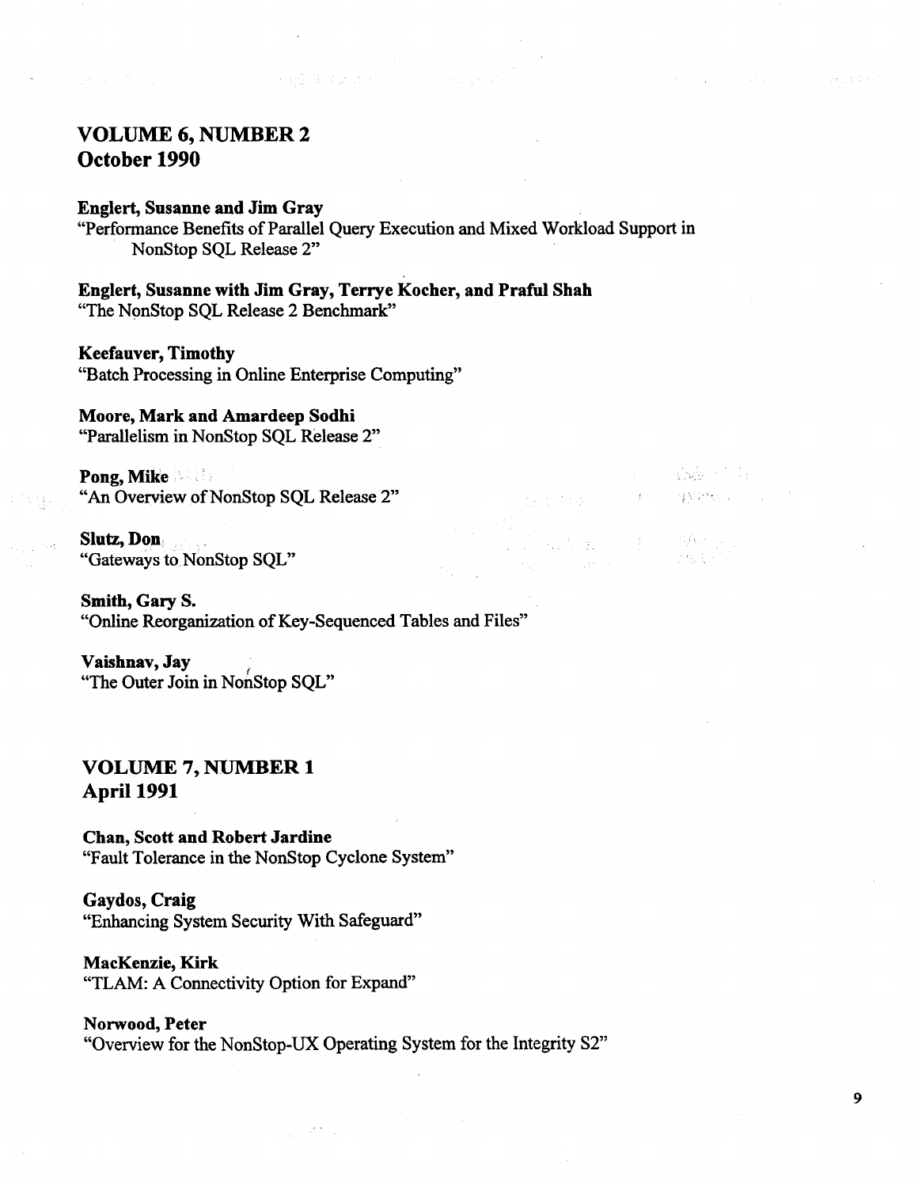## VOLUME 6, NUMBER 2
## October 1990

**Englert, Susanne and Jim Gray**
"Performance Benefits of Parallel Query Execution and Mixed Workload Support in NonStop SQL Release 2"

**Englert, Susanne with Jim Gray, Terrye Kocher, and Praful Shah**
"The NonStop SQL Release 2 Benchmark"

**Keefauver, Timothy**
"Batch Processing in Online Enterprise Computing"

**Moore, Mark and Amardeep Sodhi**
"Parallelism in NonStop SQL Release 2"

**Pong, Mike**
"An Overview of NonStop SQL Release 2"

**Slutz, Don**
"Gateways to NonStop SQL"

**Smith, Gary S.**
"Online Reorganization of Key-Sequenced Tables and Files"

**Vaishnav, Jay**
"The Outer Join in NonStop SQL"

## VOLUME 7, NUMBER 1
## April 1991

**Chan, Scott and Robert Jardine**
"Fault Tolerance in the NonStop Cyclone System"

**Gaydos, Craig**
"Enhancing System Security With Safeguard"

**MacKenzie, Kirk**
"TLAM: A Connectivity Option for Expand"

**Norwood, Peter**
"Overview for the NonStop-UX Operating System for the Integrity S2"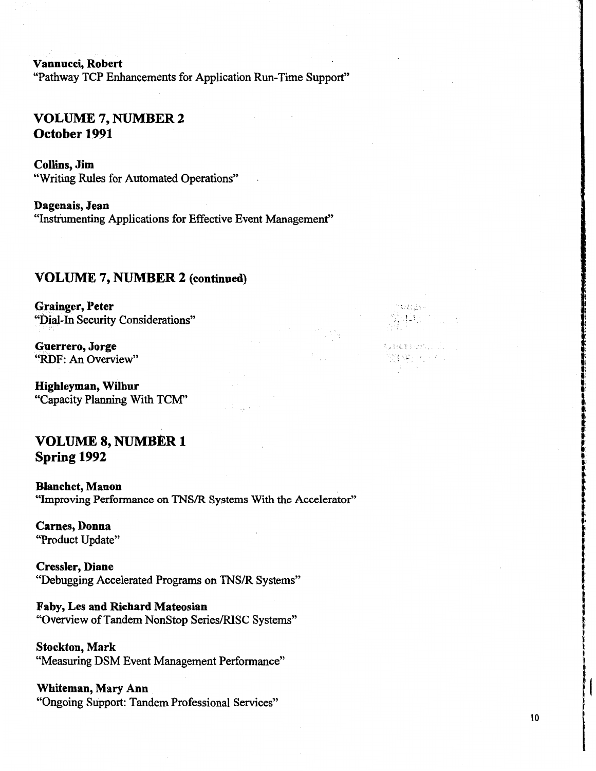**Vannucci, Robert**
"Pathway TCP Enhancements for Application Run-Time Support"

## VOLUME 7, NUMBER 2
## October 1991

**Collins, Jim**
"Writing Rules for Automated Operations"

**Dagenais, Jean**
"Instrumenting Applications for Effective Event Management"

## VOLUME 7, NUMBER 2 (continued)

**Grainger, Peter**
"Dial-In Security Considerations"

**Guerrero, Jorge**
"RDF: An Overview"

**Highleyman, Wilbur**
"Capacity Planning With TCM"

## VOLUME 8, NUMBER 1
## Spring 1992

**Blanchet, Manon**
"Improving Performance on TNS/R Systems With the Accelerator"

**Carnes, Donna**
"Product Update"

**Cressler, Diane**
"Debugging Accelerated Programs on TNS/R Systems"

**Faby, Les and Richard Mateosian**
"Overview of Tandem NonStop Series/RISC Systems"

**Stockton, Mark**
"Measuring DSM Event Management Performance"

**Whiteman, Mary Ann**
"Ongoing Support: Tandem Professional Services"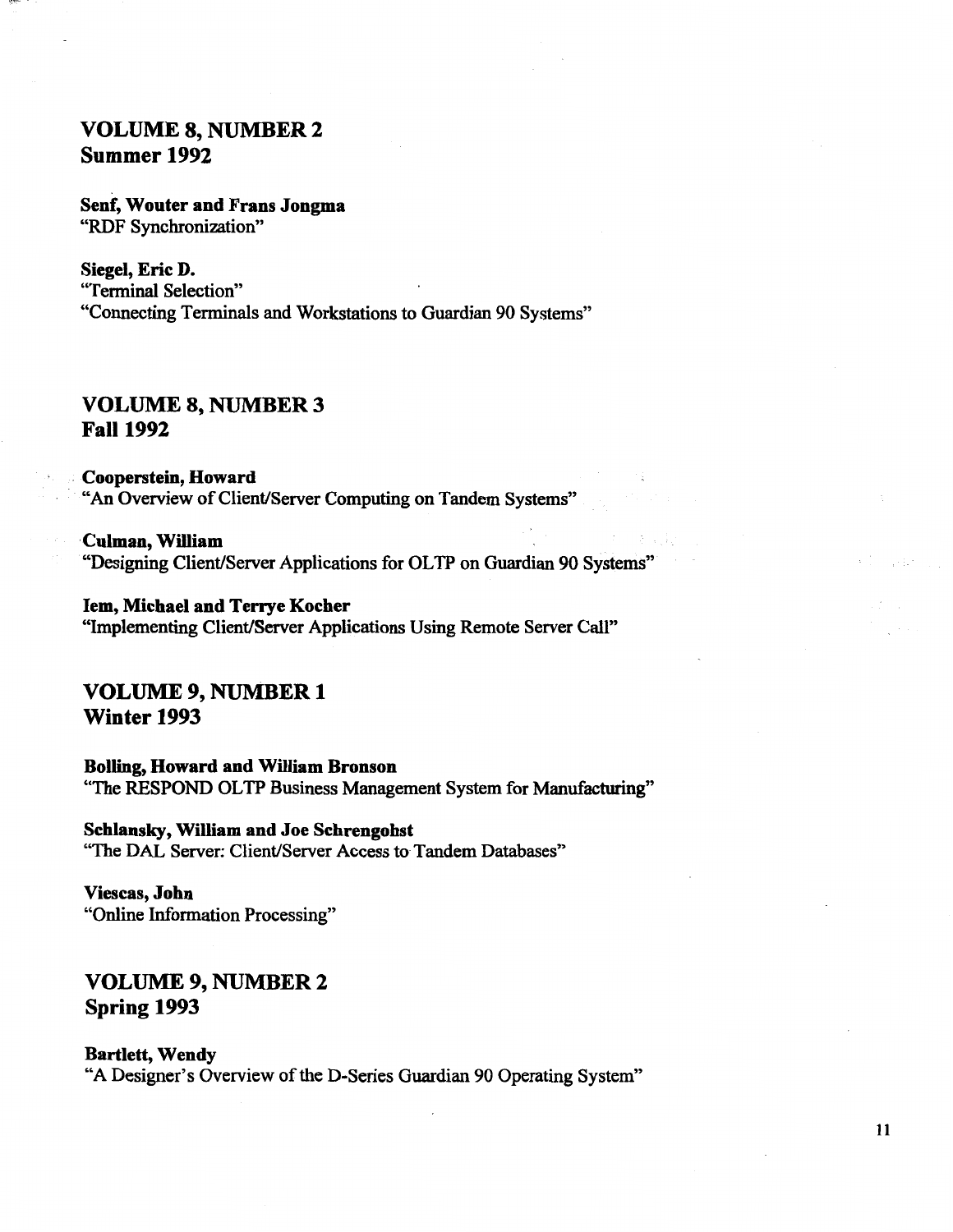## VOLUME 8, NUMBER 2
## Summer 1992

**Senf, Wouter and Frans Jongma**
"RDF Synchronization"

**Siegel, Eric D.**
"Terminal Selection"
"Connecting Terminals and Workstations to Guardian 90 Systems"

## VOLUME 8, NUMBER 3
## Fall 1992

**Cooperstein, Howard**
"An Overview of Client/Server Computing on Tandem Systems"

**Culman, William**
"Designing Client/Server Applications for OLTP on Guardian 90 Systems"

**Iem, Michael and Terrye Kocher**
"Implementing Client/Server Applications Using Remote Server Call"

## VOLUME 9, NUMBER 1
## Winter 1993

**Bolling, Howard and William Bronson**
"The RESPOND OLTP Business Management System for Manufacturing"

**Schlansky, William and Joe Schrengohst**
"The DAL Server: Client/Server Access to Tandem Databases"

**Viescas, John**
"Online Information Processing"

## VOLUME 9, NUMBER 2
## Spring 1993

**Bartlett, Wendy**
"A Designer's Overview of the D-Series Guardian 90 Operating System"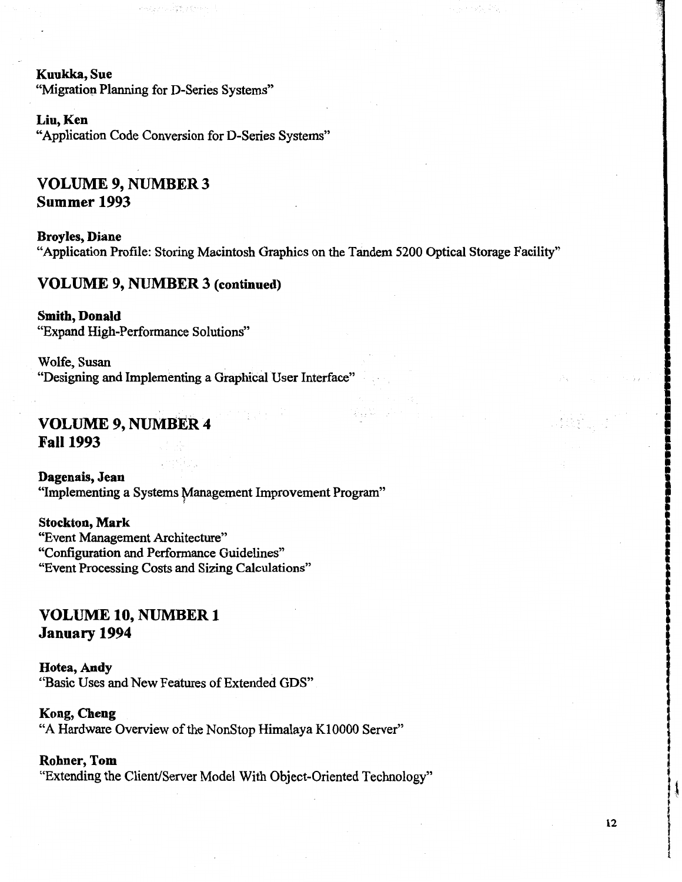**Kuukka, Sue**
"Migration Planning for D-Series Systems"

**Liu, Ken**
"Application Code Conversion for D-Series Systems"

## VOLUME 9, NUMBER 3
## Summer 1993

**Broyles, Diane**
"Application Profile: Storing Macintosh Graphics on the Tandem 5200 Optical Storage Facility"

## VOLUME 9, NUMBER 3 (continued)

**Smith, Donald**
"Expand High-Performance Solutions"

Wolfe, Susan
"Designing and Implementing a Graphical User Interface"

## VOLUME 9, NUMBER 4
## Fall 1993

**Dagenais, Jean**
"Implementing a Systems Management Improvement Program"

**Stockton, Mark**
"Event Management Architecture"
"Configuration and Performance Guidelines"
"Event Processing Costs and Sizing Calculations"

## VOLUME 10, NUMBER 1
## January 1994

**Hotea, Andy**
"Basic Uses and New Features of Extended GDS"

**Kong, Cheng**
"A Hardware Overview of the NonStop Himalaya K10000 Server"

**Rohner, Tom**
"Extending the Client/Server Model With Object-Oriented Technology"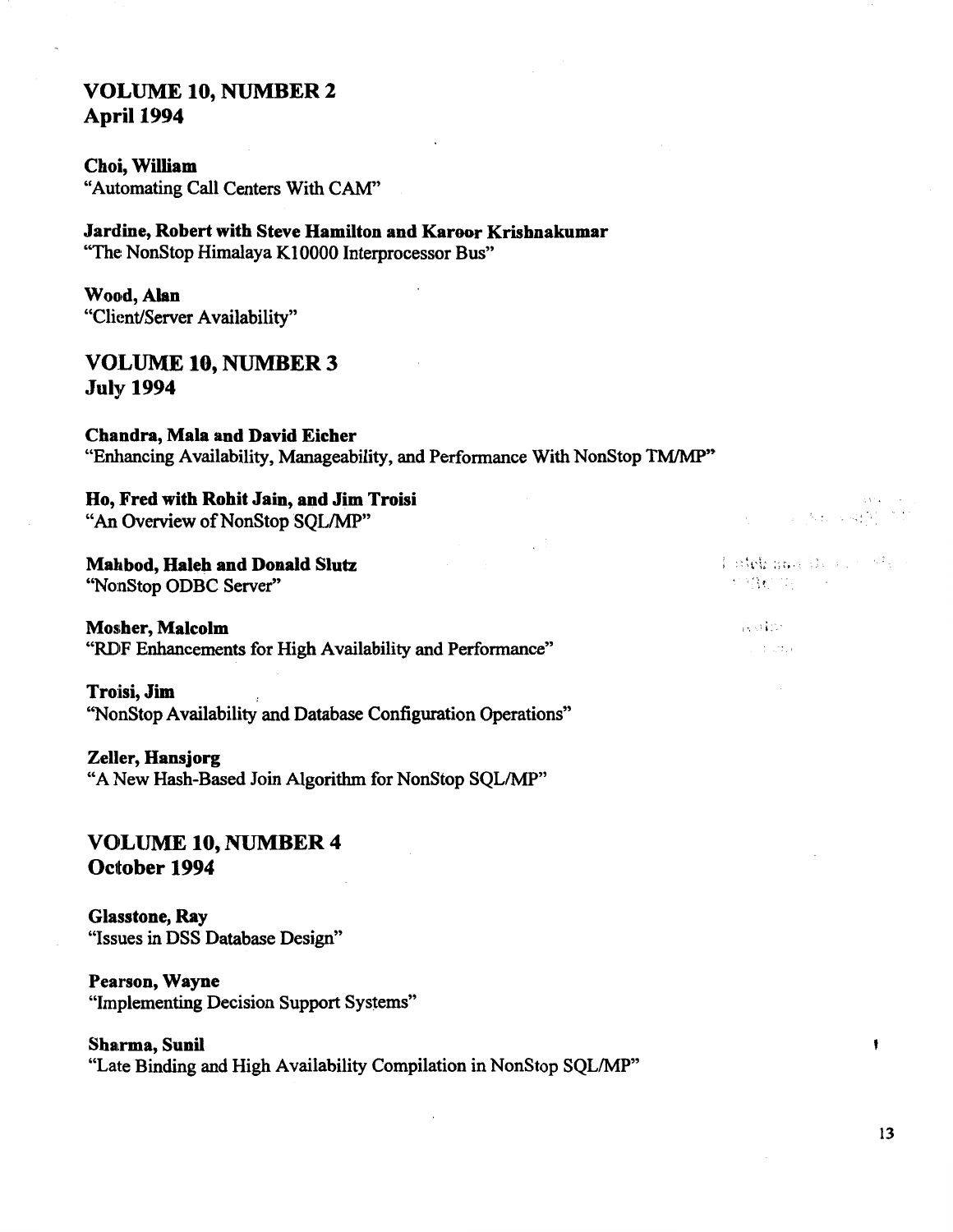## VOLUME 10, NUMBER 2
## April 1994

**Choi, William**
"Automating Call Centers With CAM"

**Jardine, Robert with Steve Hamilton and Karoor Krishnakumar**
"The NonStop Himalaya K10000 Interprocessor Bus"

**Wood, Alan**
"Client/Server Availability"

## VOLUME 10, NUMBER 3
## July 1994

**Chandra, Mala and David Eicher**
"Enhancing Availability, Manageability, and Performance With NonStop TM/MP"

**Ho, Fred with Rohit Jain, and Jim Troisi**
"An Overview of NonStop SQL/MP"

**Mahbod, Haleh and Donald Slutz**
"NonStop ODBC Server"

**Mosher, Malcolm**
"RDF Enhancements for High Availability and Performance"

**Troisi, Jim**
"NonStop Availability and Database Configuration Operations"

**Zeller, Hansjorg**
"A New Hash-Based Join Algorithm for NonStop SQL/MP"

## VOLUME 10, NUMBER 4
## October 1994

**Glasstone, Ray**
"Issues in DSS Database Design"

**Pearson, Wayne**
"Implementing Decision Support Systems"

**Sharma, Sunil**
"Late Binding and High Availability Compilation in NonStop SQL/MP"